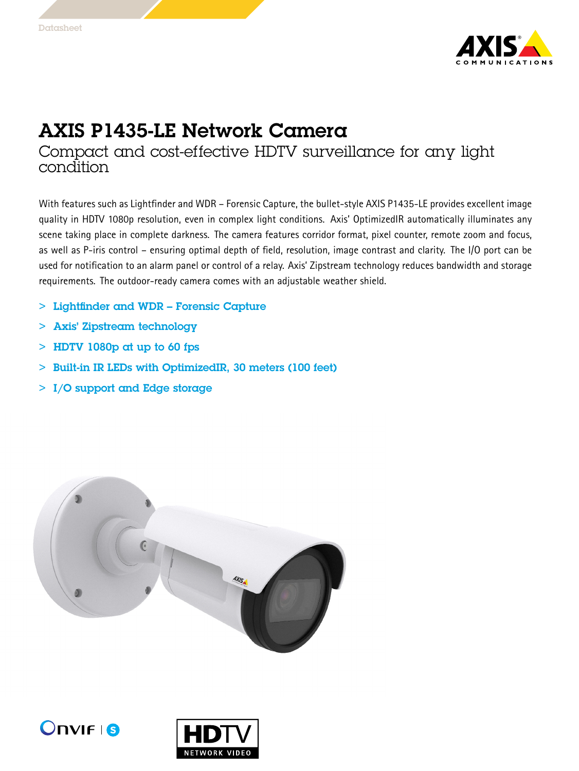Datasheet

# AXIS P1435-LE Network Camera

## Compact and cost-effective HDTV surveillance for any light condition

With features such as Lightfinder and WDR – Forensic Capture, the bullet-style AXIS P1435-LE provides excellent image quality in HDTV 1080p resolution, even in complex light conditions. Axis' OptimizedIR automatically illuminates any scene taking place in complete darkness. The camera features corridor format, pixel counter, remote zoom and focus, as well as P-iris control – ensuring optimal depth of field, resolution, image contrast and clarity. The I/O port can be used for notification to an alarm panel or control of a relay. Axis' Zipstream technology reduces bandwidth and storage requirements. The outdoor-ready camera comes with an adjustable weather shield.

- **Lightfinder and WDR – Forensic Capture**
- **Axis' Zipstream technology**
- **HDTV 1080p at up to 60 fps**
- **Built-in IR LEDs with OptimizedIR, 30 meters (100 feet)**
- **I/O support and Edge storage**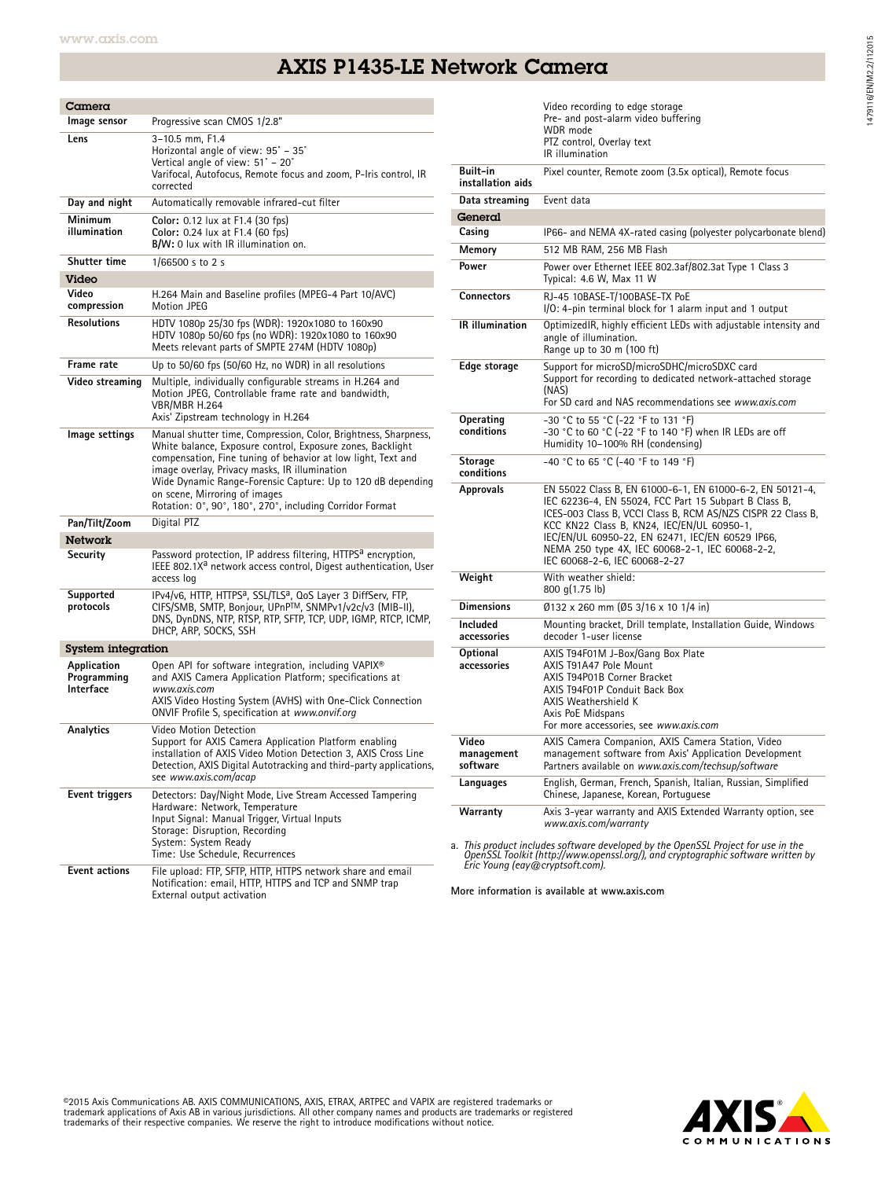# AXIS P1435-LE Network Camera

## Camera

| | |
|---|---|
| **Image sensor** | Progressive scan CMOS 1/2.8" |
| **Lens** | 3–10.5 mm, F1.4<br>Horizontal angle of view: 95° – 35°<br>Vertical angle of view: 51° – 20°<br>Varifocal, Autofocus, Remote focus and zoom, P-Iris control, IR corrected |
| **Day and night** | Automatically removable infrared-cut filter |
| **Minimum illumination** | **Color:** 0.12 lux at F1.4 (30 fps)<br>**Color:** 0.24 lux at F1.4 (60 fps)<br>**B/W:** 0 lux with IR illumination on. |
| **Shutter time** | 1/66500 s to 2 s |

## Video

| | |
|---|---|
| **Video compression** | H.264 Main and Baseline profiles (MPEG-4 Part 10/AVC)<br>Motion JPEG |
| **Resolutions** | HDTV 1080p 25/30 fps (WDR): 1920x1080 to 160x90<br>HDTV 1080p 50/60 fps (no WDR): 1920x1080 to 160x90<br>Meets relevant parts of SMPTE 274M (HDTV 1080p) |
| **Frame rate** | Up to 50/60 fps (50/60 Hz, no WDR) in all resolutions |
| **Video streaming** | Multiple, individually configurable streams in H.264 and Motion JPEG, Controllable frame rate and bandwidth, VBR/MBR H.264<br>Axis' Zipstream technology in H.264 |
| **Image settings** | Manual shutter time, Compression, Color, Brightness, Sharpness, White balance, Exposure control, Exposure zones, Backlight compensation, Fine tuning of behavior at low light, Text and image overlay, Privacy masks, IR illumination<br>Wide Dynamic Range–Forensic Capture: Up to 120 dB depending on scene, Mirroring of images<br>Rotation: 0°, 90°, 180°, 270°, including Corridor Format |
| **Pan/Tilt/Zoom** | Digital PTZ |

## Network

| | |
|---|---|
| **Security** | Password protection, IP address filtering, HTTPS[a] encryption, IEEE 802.1X[a] network access control, Digest authentication, User access log |
| **Supported protocols** | IPv4/v6, HTTP, HTTPS[a], SSL/TLS[a], QoS Layer 3 DiffServ, FTP, CIFS/SMB, SMTP, Bonjour, UPnP™, SNMPv1/v2c/v3 (MIB-II), DNS, DynDNS, NTP, RTSP, RTP, SFTP, TCP, UDP, IGMP, RTCP, ICMP, DHCP, ARP, SOCKS, SSH |

## System integration

| | |
|---|---|
| **Application Programming Interface** | Open API for software integration, including VAPIX® and AXIS Camera Application Platform; specifications at *www.axis.com*<br>AXIS Video Hosting System (AVHS) with One-Click Connection<br>ONVIF Profile S, specification at *www.onvif.org* |
| **Analytics** | Video Motion Detection<br>Support for AXIS Camera Application Platform enabling installation of AXIS Video Motion Detection 3, AXIS Cross Line Detection, AXIS Digital Autotracking and third-party applications, see *www.axis.com/acap* |
| **Event triggers** | Detectors: Day/Night Mode, Live Stream Accessed Tampering<br>Hardware: Network, Temperature<br>Input Signal: Manual Trigger, Virtual Inputs<br>Storage: Disruption, Recording<br>System: System Ready<br>Time: Use Schedule, Recurrences |
| **Event actions** | File upload: FTP, SFTP, HTTP, HTTPS network share and email<br>Notification: email, HTTP, HTTPS and TCP and SNMP trap<br>External output activation<br>Video recording to edge storage<br>Pre- and post-alarm video buffering<br>WDR mode<br>PTZ control, Overlay text<br>IR illumination |
| **Built-in installation aids** | Pixel counter, Remote zoom (3.5x optical), Remote focus |
| **Data streaming** | Event data |

## General

| | |
|---|---|
| **Casing** | IP66- and NEMA 4X-rated casing (polyester polycarbonate blend) |
| **Memory** | 512 MB RAM, 256 MB Flash |
| **Power** | Power over Ethernet IEEE 802.3af/802.3at Type 1 Class 3<br>Typical: 4.6 W, Max 11 W |
| **Connectors** | RJ-45 10BASE-T/100BASE-TX PoE<br>I/O: 4-pin terminal block for 1 alarm input and 1 output |
| **IR illumination** | OptimizedIR, highly efficient LEDs with adjustable intensity and angle of illumination.<br>Range up to 30 m (100 ft) |
| **Edge storage** | Support for microSD/microSDHC/microSDXC card<br>Support for recording to dedicated network-attached storage (NAS)<br>For SD card and NAS recommendations see *www.axis.com* |
| **Operating conditions** | -30 °C to 55 °C (-22 °F to 131 °F)<br>-30 °C to 60 °C (-22 °F to 140 °F) when IR LEDs are off<br>Humidity 10–100% RH (condensing) |
| **Storage conditions** | -40 °C to 65 °C (-40 °F to 149 °F) |
| **Approvals** | EN 55022 Class B, EN 61000-6-1, EN 61000-6-2, EN 50121-4, IEC 62236-4, EN 55024, FCC Part 15 Subpart B Class B, ICES-003 Class B, VCCI Class B, RCM AS/NZS CISPR 22 Class B, KCC KN22 Class B, KN24, IEC/EN/UL 60950-1, IEC/EN/UL 60950-22, EN 62471, IEC/EN 60529 IP66, NEMA 250 type 4X, IEC 60068-2-1, IEC 60068-2-2, IEC 60068-2-6, IEC 60068-2-27 |
| **Weight** | With weather shield:<br>800 g(1.75 lb) |
| **Dimensions** | Ø132 x 260 mm (Ø5 3/16 x 10 1/4 in) |
| **Included accessories** | Mounting bracket, Drill template, Installation Guide, Windows decoder 1-user license |
| **Optional accessories** | AXIS T94F01M J-Box/Gang Box Plate<br>AXIS T91A47 Pole Mount<br>AXIS T94P01B Corner Bracket<br>AXIS T94F01P Conduit Back Box<br>AXIS Weathershield K<br>Axis PoE Midspans<br>For more accessories, see *www.axis.com* |
| **Video management software** | AXIS Camera Companion, AXIS Camera Station, Video management software from Axis' Application Development Partners available on *www.axis.com/techsup/software* |
| **Languages** | English, German, French, Spanish, Italian, Russian, Simplified Chinese, Japanese, Korean, Portuguese |
| **Warranty** | Axis 3-year warranty and AXIS Extended Warranty option, see *www.axis.com/warranty* |

a. *This product includes software developed by the OpenSSL Project for use in the OpenSSL Toolkit (http://www.openssl.org/), and cryptographic software written by Eric Young (eay@cryptsoft.com).*

More information is available at www.axis.com

©2015 Axis Communications AB. AXIS COMMUNICATIONS, AXIS, ETRAX, ARTPEC and VAPIX are registered trademarks or trademark applications of Axis AB in various jurisdictions. All other company names and products are trademarks or registered trademarks of their respective companies. We reserve the right to introduce modifications without notice.